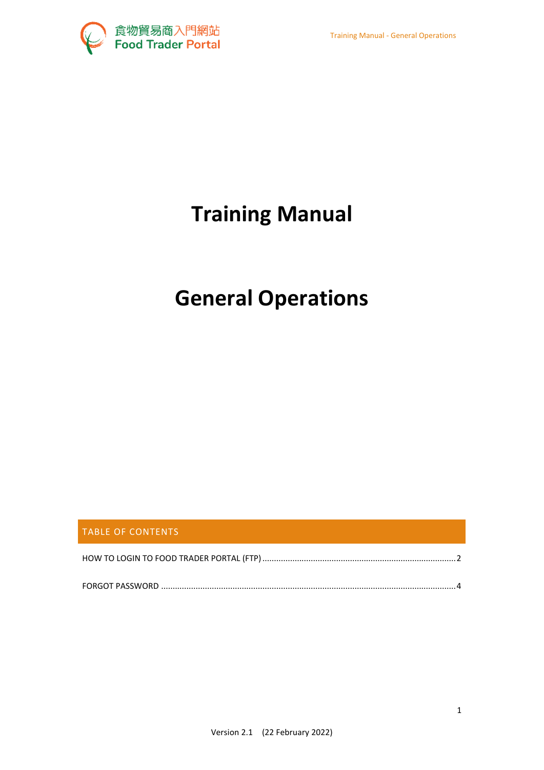# Training Manual

# General Operations

## TABLE OF CONTENTS

HOW TO LOGIN TO FOOD TRADER PORTAL (FTP) .......... 2

FORGOT PASSWORD .......... 4

Version 2.1 (22 February 2022)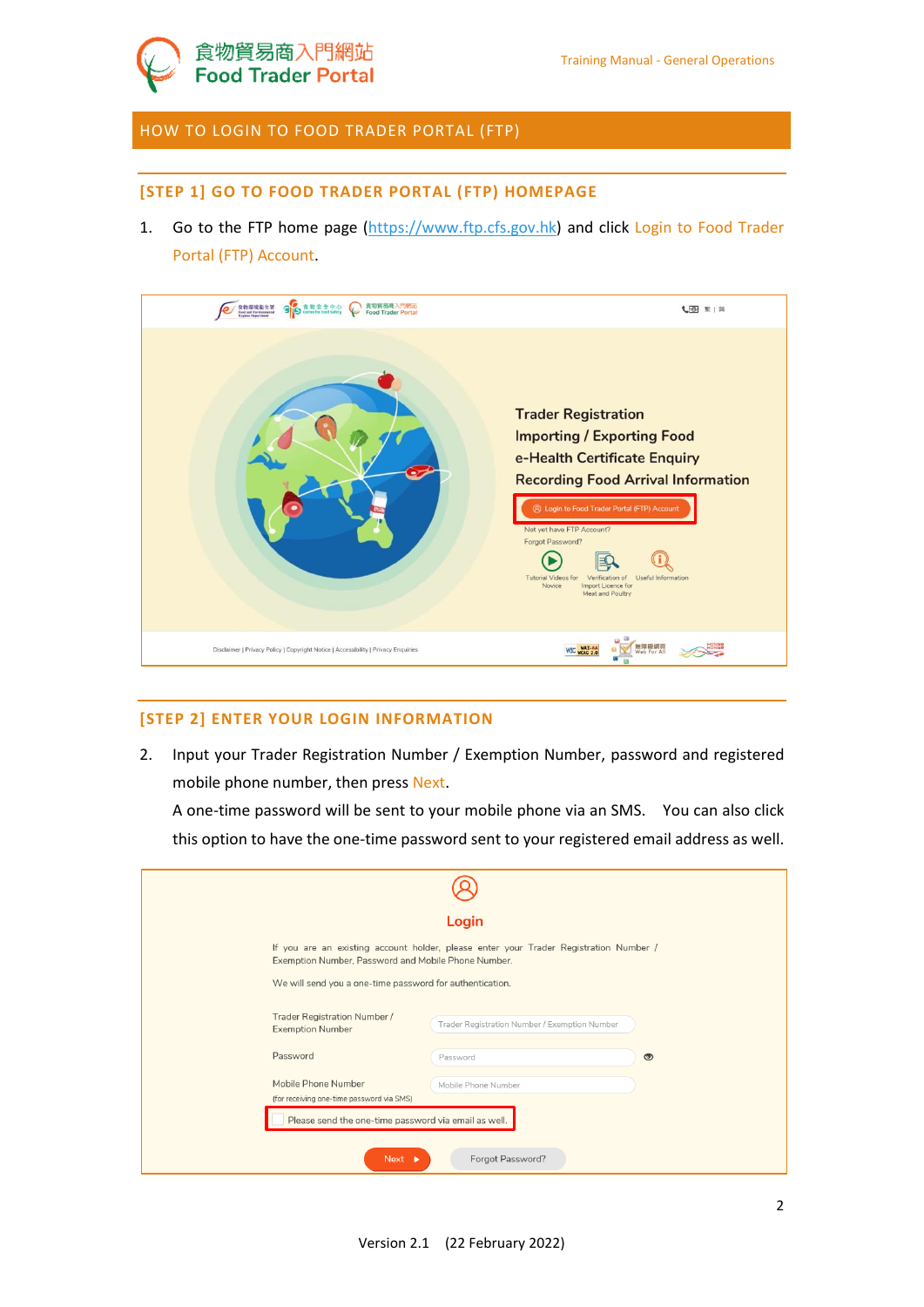## HOW TO LOGIN TO FOOD TRADER PORTAL (FTP)

### [STEP 1] GO TO FOOD TRADER PORTAL (FTP) HOMEPAGE

1. Go to the FTP home page (https://www.ftp.cfs.gov.hk) and click Login to Food Trader Portal (FTP) Account.

### [STEP 2] ENTER YOUR LOGIN INFORMATION

2. Input your Trader Registration Number / Exemption Number, password and registered mobile phone number, then press Next.
   A one-time password will be sent to your mobile phone via an SMS. You can also click this option to have the one-time password sent to your registered email address as well.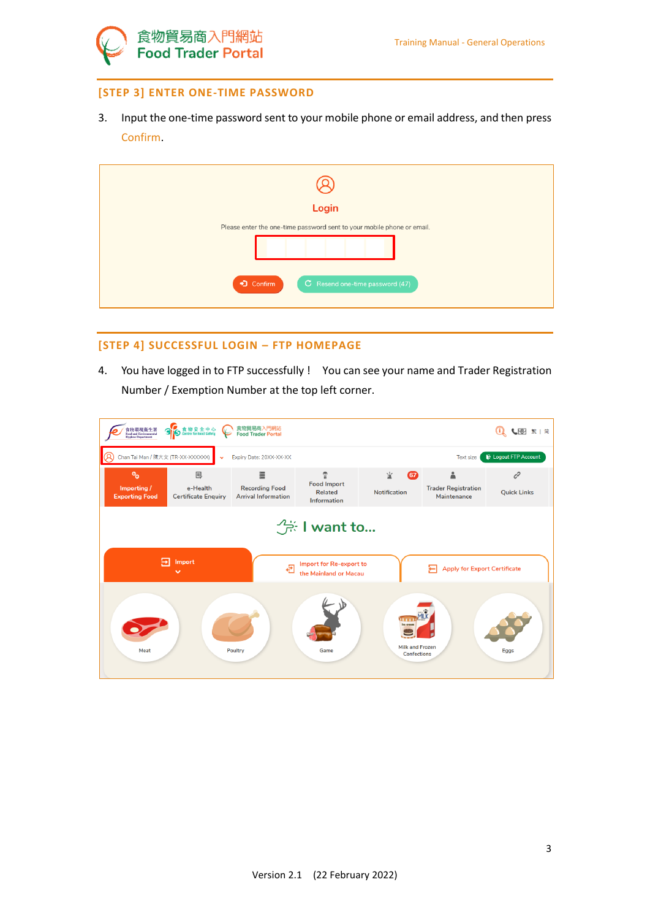## [STEP 3] ENTER ONE-TIME PASSWORD

3. Input the one-time password sent to your mobile phone or email address, and then press Confirm.

Login

Please enter the one-time password sent to your mobile phone or email.

Confirm

Resend one-time password (47)

## [STEP 4] SUCCESSFUL LOGIN – FTP HOMEPAGE

4. You have logged in to FTP successfully！ You can see your name and Trader Registration Number / Exemption Number at the top left corner.

Chan Tai Man / 陳大文 (TR-XX-XXXXXX)

Expiry Date: 20XX-XX-XX

Text size

Logout FTP Account

Importing / Exporting Food

e-Health Certificate Enquiry

Recording Food Arrival Information

Food Import Related Information

Notification 67

Trader Registration Maintenance

Quick Links

I want to...

Import

Import for Re-export to the Mainland or Macau

Apply for Export Certificate

Meat

Poultry

Game

Milk and Frozen Confections

Eggs

Version 2.1 (22 February 2022)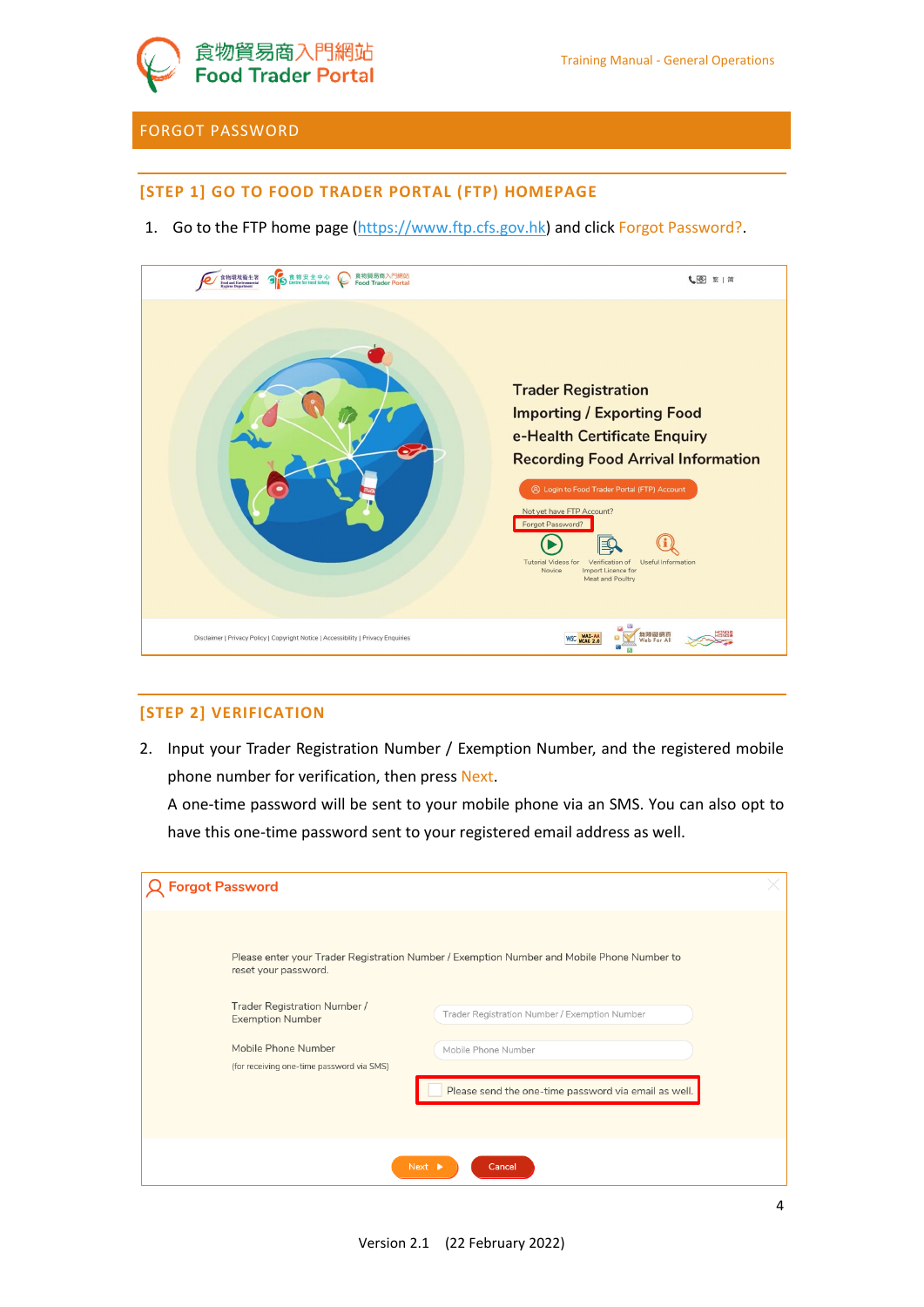# FORGOT PASSWORD

## [STEP 1] GO TO FOOD TRADER PORTAL (FTP) HOMEPAGE

1. Go to the FTP home page (https://www.ftp.cfs.gov.hk) and click Forgot Password?.

## [STEP 2] VERIFICATION

2. Input your Trader Registration Number / Exemption Number, and the registered mobile phone number for verification, then press Next.

   A one-time password will be sent to your mobile phone via an SMS. You can also opt to have this one-time password sent to your registered email address as well.

Version 2.1 (22 February 2022)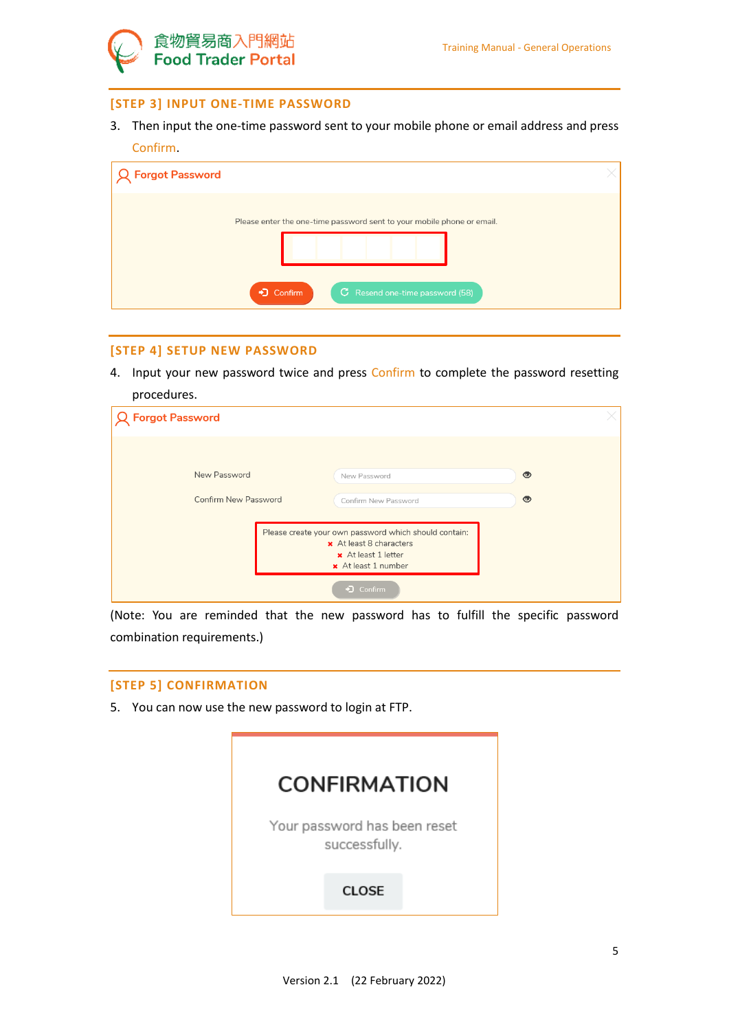## [STEP 3] INPUT ONE-TIME PASSWORD

3. Then input the one-time password sent to your mobile phone or email address and press Confirm.

Forgot Password

Please enter the one-time password sent to your mobile phone or email.

Confirm

Resend one-time password (58)

## [STEP 4] SETUP NEW PASSWORD

4. Input your new password twice and press Confirm to complete the password resetting procedures.

Forgot Password

New Password

Confirm New Password

Please create your own password which should contain:
- At least 8 characters
- At least 1 letter
- At least 1 number

Confirm

(Note: You are reminded that the new password has to fulfill the specific password combination requirements.)

## [STEP 5] CONFIRMATION

5. You can now use the new password to login at FTP.

CONFIRMATION

Your password has been reset successfully.

CLOSE